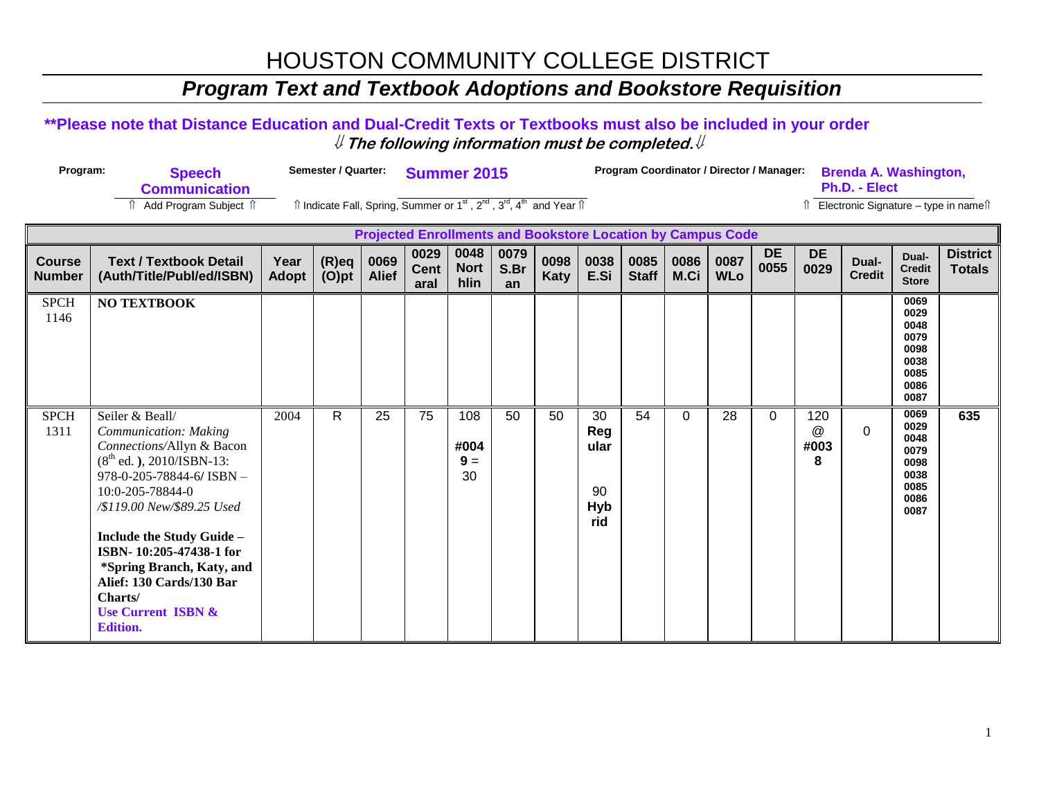# HOUSTON COMMUNITY COLLEGE DISTRICT

## *Program Text and Textbook Adoptions and Bookstore Requisition*

**\*\*Please note that Distance Education and Dual-Credit Texts or Textbooks must also be included in your order**

⇓ ***The following information must be completed.*** ⇓

**Program:** **Speech Communication**
⇑ Add Program Subject ⇑

**Semester / Quarter:** **Summer 2015**
⇑ Indicate Fall, Spring, Summer or 1st, 2nd, 3rd, 4th and Year ⇑

**Program Coordinator / Director / Manager:** **Brenda A. Washington, Ph.D. - Elect**
⇑ Electronic Signature – type in name⇑

| Projected Enrollments and Bookstore Location by Campus Code | | | | | | | | | | | | | | | | | |
|---|---|---|---|---|---|---|---|---|---|---|---|---|---|---|---|---|---|
| **Course Number** | **Text / Textbook Detail (Auth/Title/Publ/ed/ISBN)** | **Year Adopt** | **(R)eq (O)pt** | **0069 Alief** | **0029 Central** | **0048 Northlin** | **0079 S.Bran** | **0098 Katy** | **0038 E.Si** | **0085 Staff** | **0086 M.Ci** | **0087 WLo** | **DE 0055** | **DE 0029** | **Dual-Credit** | **Dual-Credit Store** | **District Totals** |
| SPCH 1146 | **NO TEXTBOOK** | | | | | | | | | | | | | | | 0069 0029 0048 0079 0098 0038 0085 0086 0087 | |
| SPCH 1311 | Seiler & Beall/ *Communication: Making Connections*/Allyn & Bacon (8th ed. **)**, 2010/ISBN-13: 978-0-205-78844-6/ ISBN – 10:0-205-78844-0 */$119.00 New/$89.25 Used* **Include the Study Guide – ISBN- 10:205-47438-1 for \*Spring Branch, Katy, and Alief: 130 Cards/130 Bar Charts/** **Use Current ISBN & Edition.** | 2004 | R | 25 | 75 | 108 **#0049 =** 30 | 50 | 50 | 30 **Regular** 90 **Hybrid** | 54 | 0 | 28 | 0 | 120 @ **#0038** | 0 | 0069 0029 0048 0079 0098 0038 0085 0086 0087 | **635** |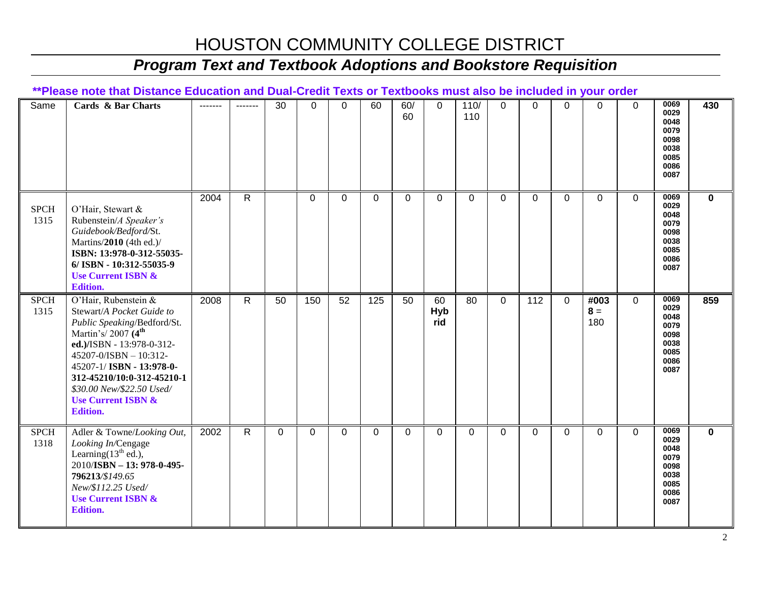# HOUSTON COMMUNITY COLLEGE DISTRICT

## *Program Text and Textbook Adoptions and Bookstore Requisition*

**\*\*Please note that Distance Education and Dual-Credit Texts or Textbooks must also be included in your order**

| | | | | | | | | | | | | | | | | | |
|---|---|---|---|---|---|---|---|---|---|---|---|---|---|---|---|---|---|
| Same | **Cards & Bar Charts** | ------- | ------- | 30 | 0 | 0 | 60 | 60/ 60 | 0 | 110/ 110 | 0 | 0 | 0 | 0 | 0 | 0069 0029 0048 0079 0098 0038 0085 0086 0087 | **430** |
| SPCH 1315 | O'Hair, Stewart & Rubenstein/*A Speaker's Guidebook/Bedford/*St. Martins/**2010** (4th ed.)/ **ISBN: 13:978-0-312-55035-6/ ISBN - 10:312-55035-9** **Use Current ISBN & Edition.** | 2004 | R | | 0 | 0 | 0 | 0 | 0 | 0 | 0 | 0 | 0 | 0 | 0 | 0069 0029 0048 0079 0098 0038 0085 0086 0087 | **0** |
| SPCH 1315 | O'Hair, Rubenstein & Stewart/*A Pocket Guide to Public Speaking*/Bedford/St. Martin's/ 2007 **(4th ed.)**/ISBN - 13:978-0-312-45207-0/ISBN – 10:312-45207-1/ **ISBN - 13:978-0-312-45210/10:0-312-45210-1** *$30.00 New/$22.50 Used/* **Use Current ISBN & Edition.** | 2008 | R | 50 | 150 | 52 | 125 | 50 | 60 **Hybrid** | 80 | 0 | 112 | 0 | **#0038 =** 180 | 0 | 0069 0029 0048 0079 0098 0038 0085 0086 0087 | **859** |
| SPCH 1318 | Adler & Towne/*Looking Out, Looking In*/Cengage Learning(13th ed.), 2010/**ISBN – 13: 978-0-495-796213**/*$149.65 New/$112.25 Used/* **Use Current ISBN & Edition.** | 2002 | R | 0 | 0 | 0 | 0 | 0 | 0 | 0 | 0 | 0 | 0 | 0 | 0 | 0069 0029 0048 0079 0098 0038 0085 0086 0087 | **0** |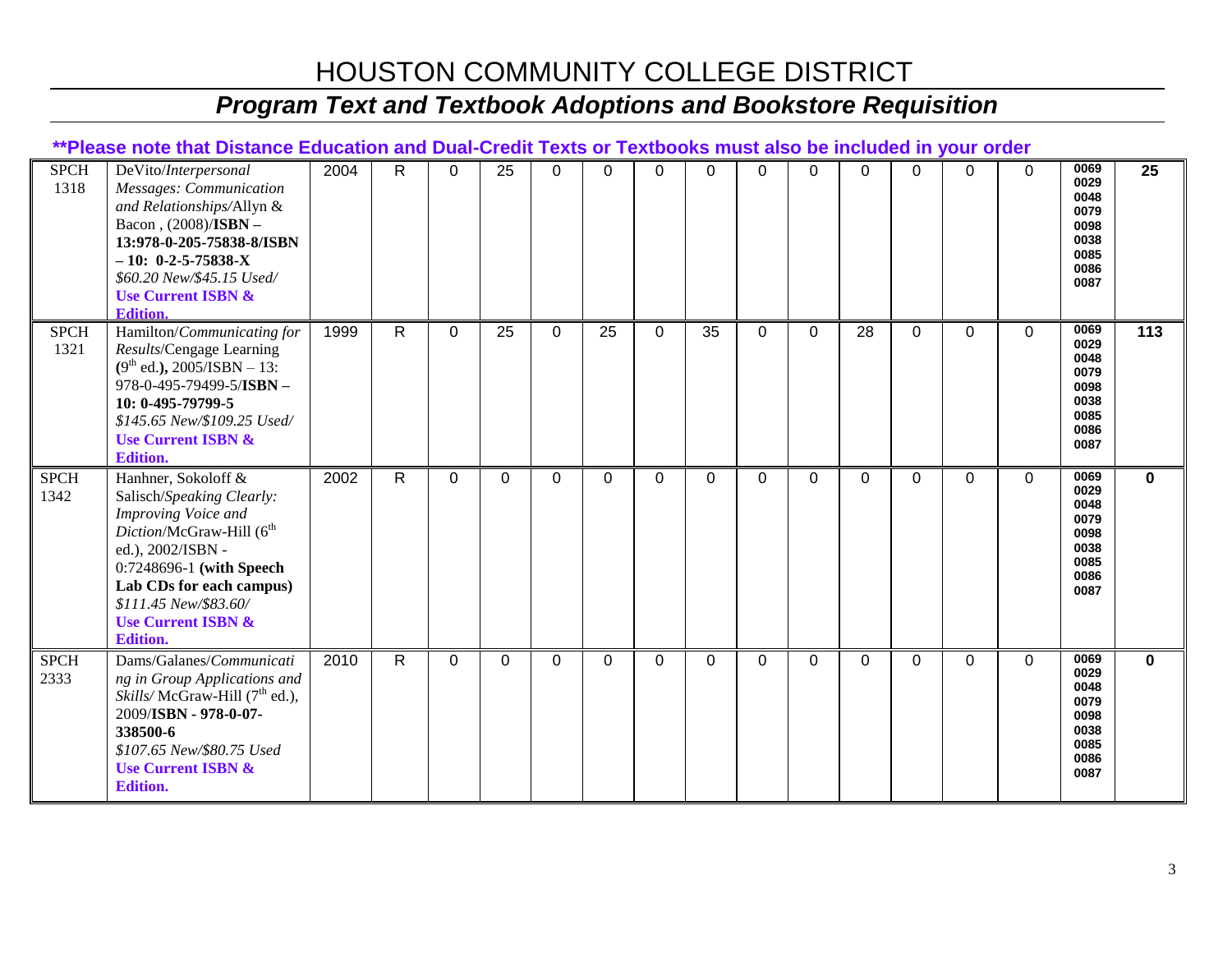# HOUSTON COMMUNITY COLLEGE DISTRICT

## *Program Text and Textbook Adoptions and Bookstore Requisition*

**\*\*Please note that Distance Education and Dual-Credit Texts or Textbooks must also be included in your order**

| | | | | | | | | | | | | | | | | | |
|---|---|---|---|---|---|---|---|---|---|---|---|---|---|---|---|---|---|
| SPCH 1318 | DeVito/*Interpersonal Messages: Communication and Relationships*/Allyn & Bacon , (2008)/**ISBN – 13:978-0-205-75838-8/ISBN – 10: 0-2-5-75838-X** *$60.20 New/$45.15 Used/* **Use Current ISBN & Edition.** | 2004 | R | 0 | 25 | 0 | 0 | 0 | 0 | 0 | 0 | 0 | 0 | 0 | 0 | **0069 0029 0048 0079 0098 0038 0085 0086 0087** | **25** |
| SPCH 1321 | Hamilton/*Communicating for Results*/Cengage Learning **(**9th ed.**),** 2005/ISBN – 13: 978-0-495-79499-5/**ISBN – 10: 0-495-79799-5** *$145.65 New/$109.25 Used/* **Use Current ISBN & Edition.** | 1999 | R | 0 | 25 | 0 | 25 | 0 | 35 | 0 | 0 | 28 | 0 | 0 | 0 | **0069 0029 0048 0079 0098 0038 0085 0086 0087** | **113** |
| SPCH 1342 | Hanhner, Sokoloff & Salisch/*Speaking Clearly: Improving Voice and Diction*/McGraw-Hill (6th ed.), 2002/ISBN - 0:7248696-1 **(with Speech Lab CDs for each campus)** *$111.45 New/$83.60/* **Use Current ISBN & Edition.** | 2002 | R | 0 | 0 | 0 | 0 | 0 | 0 | 0 | 0 | 0 | 0 | 0 | 0 | **0069 0029 0048 0079 0098 0038 0085 0086 0087** | **0** |
| SPCH 2333 | Dams/Galanes/*Communicating in Group Applications and Skills*/ McGraw-Hill (7th ed.), 2009/**ISBN - 978-0-07-338500-6** *$107.65 New/$80.75 Used* **Use Current ISBN & Edition.** | 2010 | R | 0 | 0 | 0 | 0 | 0 | 0 | 0 | 0 | 0 | 0 | 0 | 0 | **0069 0029 0048 0079 0098 0038 0085 0086 0087** | **0** |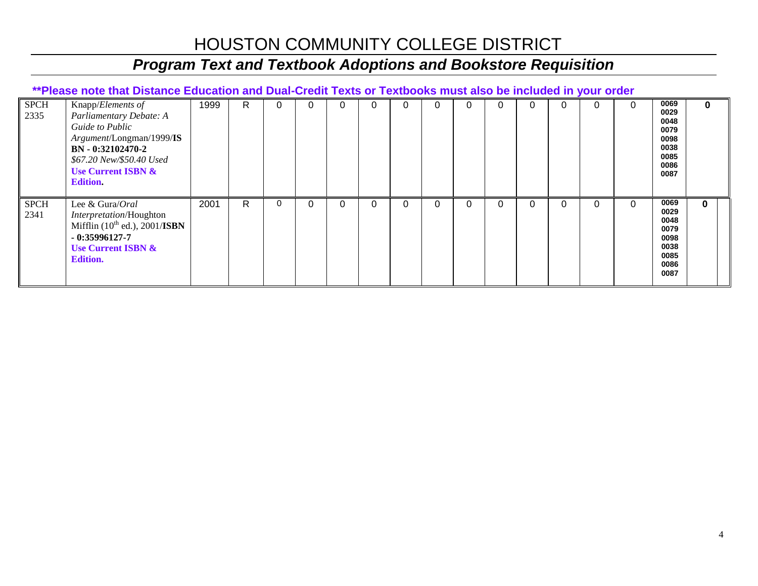# HOUSTON COMMUNITY COLLEGE DISTRICT

## *Program Text and Textbook Adoptions and Bookstore Requisition*

**\*\*Please note that Distance Education and Dual-Credit Texts or Textbooks must also be included in your order**

| | | | | | | | | | | | | | | | | | |
|---|---|---|---|---|---|---|---|---|---|---|---|---|---|---|---|---|---|
| SPCH 2335 | Knapp/*Elements of Parliamentary Debate: A Guide to Public Argument*/Longman/1999/**ISBN - 0:32102470-2** *$67.20 New/$50.40 Used* **Use Current ISBN & Edition.** | 1999 | R | 0 | 0 | 0 | 0 | 0 | 0 | 0 | 0 | 0 | 0 | 0 | 0 | **0069 0029 0048 0079 0098 0038 0085 0086 0087** | **0** |
| SPCH 2341 | Lee & Gura/*Oral Interpretation*/Houghton Mifflin (10th ed.), 2001/**ISBN - 0:35996127-7** **Use Current ISBN & Edition.** | 2001 | R | 0 | 0 | 0 | 0 | 0 | 0 | 0 | 0 | 0 | 0 | 0 | 0 | **0069 0029 0048 0079 0098 0038 0085 0086 0087** | **0** |